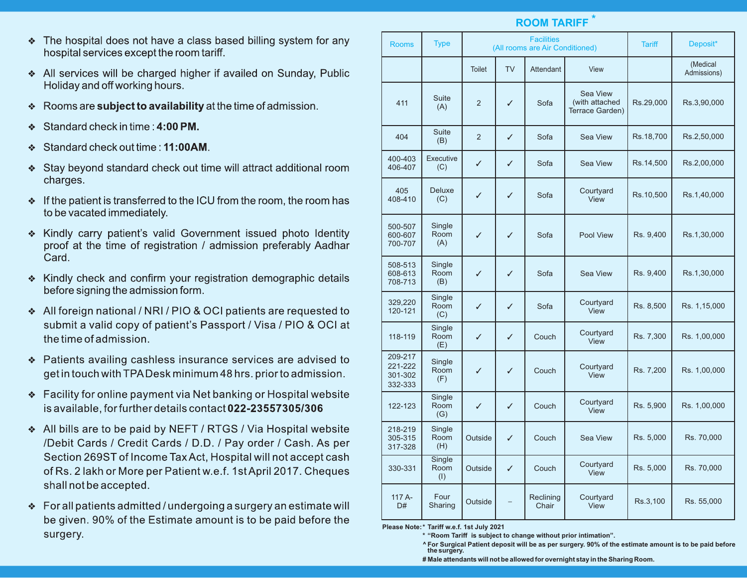- The hospital does not have a class based billing system for any hospital services except the room tariff.
- All services will be charged higher if availed on Sunday, Public Holiday and off working hours.
- Rooms are **subject to availability** at the time of admission.
- Standard check in time : **4:00 PM.**
- Standard check out time : **11:00AM**.
- Stay beyond standard check out time will attract additional room charges.
- If the patient is transferred to the ICU from the room, the room has to be vacated immediately.
- Kindly carry patient's valid Government issued photo Identity proof at the time of registration / admission preferably Aadhar Card.
- Kindly check and confirm your registration demographic details before signing the admission form.
- All foreign national / NRI / PIO & OCI patients are requested to submit a valid copy of patient's Passport / Visa / PIO & OCI at the time of admission.
- Patients availing cashless insurance services are advised to get in touch with TPA Desk minimum 48 hrs. prior to admission.
- Facility for online payment via Net banking or Hospital website is available, for further details contact **022-23557305/306**
- All bills are to be paid by NEFT / RTGS / Via Hospital website /Debit Cards / Credit Cards / D.D. / Pay order / Cash. As per Section 269ST of Income Tax Act, Hospital will not accept cash of Rs. 2 lakh or More per Patient w.e.f. 1st April 2017. Cheques shall not be accepted.
- For all patients admitted / undergoing a surgery an estimate will be given. 90% of the Estimate amount is to be paid before the surgery.

## ROOM TARIFF *

| Rooms | Type | Facilities (All rooms are Air Conditioned) | | | | Tariff | Deposit* |
|---|---|---|---|---|---|---|---|
| | | Toilet | TV | Attendant | View | | (Medical Admissions) |
| 411 | Suite (A) | 2 | ✓ | Sofa | Sea View (with attached Terrace Garden) | Rs.29,000 | Rs.3,90,000 |
| 404 | Suite (B) | 2 | ✓ | Sofa | Sea View | Rs.18,700 | Rs.2,50,000 |
| 400-403 406-407 | Executive (C) | ✓ | ✓ | Sofa | Sea View | Rs.14,500 | Rs.2,00,000 |
| 405 408-410 | Deluxe (C) | ✓ | ✓ | Sofa | Courtyard View | Rs.10,500 | Rs.1,40,000 |
| 500-507 600-607 700-707 | Single Room (A) | ✓ | ✓ | Sofa | Pool View | Rs. 9,400 | Rs.1,30,000 |
| 508-513 608-613 708-713 | Single Room (B) | ✓ | ✓ | Sofa | Sea View | Rs. 9,400 | Rs.1,30,000 |
| 329,220 120-121 | Single Room (C) | ✓ | ✓ | Sofa | Courtyard View | Rs. 8,500 | Rs. 1,15,000 |
| 118-119 | Single Room (E) | ✓ | ✓ | Couch | Courtyard View | Rs. 7,300 | Rs. 1,00,000 |
| 209-217 221-222 301-302 332-333 | Single Room (F) | ✓ | ✓ | Couch | Courtyard View | Rs. 7,200 | Rs. 1,00,000 |
| 122-123 | Single Room (G) | ✓ | ✓ | Couch | Courtyard View | Rs. 5,900 | Rs. 1,00,000 |
| 218-219 305-315 317-328 | Single Room (H) | Outside | ✓ | Couch | Sea View | Rs. 5,000 | Rs. 70,000 |
| 330-331 | Single Room (I) | Outside | ✓ | Couch | Courtyard View | Rs. 5,000 | Rs. 70,000 |
| 117 A-D# | Four Sharing | Outside | – | Reclining Chair | Courtyard View | Rs.3,100 | Rs. 55,000 |

**Please Note:** * Tariff w.e.f. 1st July 2021
* "Room Tariff is subject to change without prior intimation".
^ For Surgical Patient deposit will be as per surgery. 90% of the estimate amount is to be paid before the surgery.
# Male attendants will not be allowed for overnight stay in the Sharing Room.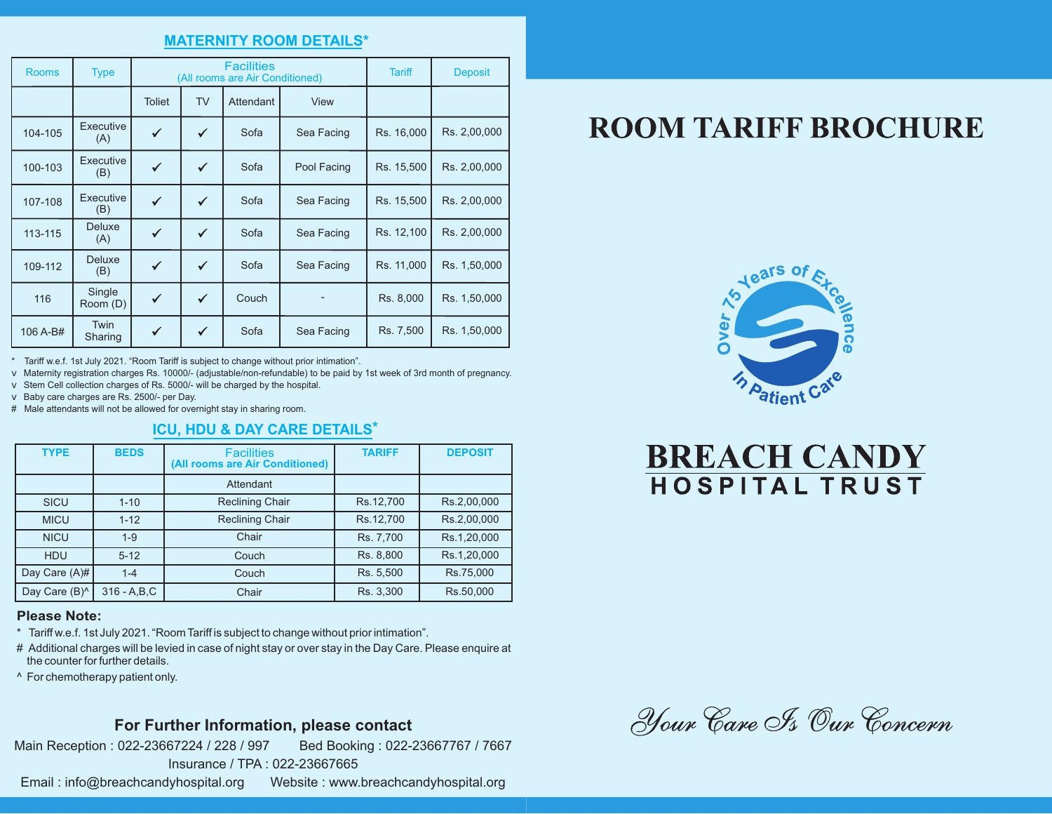## MATERNITY ROOM DETAILS*

| Rooms | Type | Facilities (All rooms are Air Conditioned) | | | | Tariff | Deposit |
|---|---|---|---|---|---|---|---|
| | | Toliet | TV | Attendant | View | | |
| 104-105 | Executive (A) | ✓ | ✓ | Sofa | Sea Facing | Rs. 16,000 | Rs. 2,00,000 |
| 100-103 | Executive (B) | ✓ | ✓ | Sofa | Pool Facing | Rs. 15,500 | Rs. 2,00,000 |
| 107-108 | Executive (B) | ✓ | ✓ | Sofa | Sea Facing | Rs. 15,500 | Rs. 2,00,000 |
| 113-115 | Deluxe (A) | ✓ | ✓ | Sofa | Sea Facing | Rs. 12,100 | Rs. 2,00,000 |
| 109-112 | Deluxe (B) | ✓ | ✓ | Sofa | Sea Facing | Rs. 11,000 | Rs. 1,50,000 |
| 116 | Single Room (D) | ✓ | ✓ | Couch | - | Rs. 8,000 | Rs. 1,50,000 |
| 106 A-B# | Twin Sharing | ✓ | ✓ | Sofa | Sea Facing | Rs. 7,500 | Rs. 1,50,000 |

\* Tariff w.e.f. 1st July 2021. "Room Tariff is subject to change without prior intimation".

- Maternity registration charges Rs. 10000/- (adjustable/non-refundable) to be paid by 1st week of 3rd month of pregnancy.
- Stem Cell collection charges of Rs. 5000/- will be charged by the hospital.
- Baby care charges are Rs. 2500/- per Day.

\# Male attendants will not be allowed for overnight stay in sharing room.

## ICU, HDU & DAY CARE DETAILS*

| TYPE | BEDS | Facilities (All rooms are Air Conditioned) | TARIFF | DEPOSIT |
|---|---|---|---|---|
| | | Attendant | | |
| SICU | 1-10 | Reclining Chair | Rs.12,700 | Rs.2,00,000 |
| MICU | 1-12 | Reclining Chair | Rs.12,700 | Rs.2,00,000 |
| NICU | 1-9 | Chair | Rs. 7,700 | Rs.1,20,000 |
| HDU | 5-12 | Couch | Rs. 8,800 | Rs.1,20,000 |
| Day Care (A)# | 1-4 | Couch | Rs. 5,500 | Rs.75,000 |
| Day Care (B)^ | 316 - A,B,C | Chair | Rs. 3,300 | Rs.50,000 |

**Please Note:**

\* Tariff w.e.f. 1st July 2021. "Room Tariff is subject to change without prior intimation".

\# Additional charges will be levied in case of night stay or over stay in the Day Care. Please enquire at the counter for further details.

^ For chemotherapy patient only.

### For Further Information, please contact

Main Reception : 022-23667224 / 228 / 997 Bed Booking : 022-23667767 / 7667

Insurance / TPA : 022-23667665

Email : info@breachcandyhospital.org Website : www.breachcandyhospital.org

# ROOM TARIFF BROCHURE

Over 75 Years of Excellence In Patient Care

# BREACH CANDY HOSPITAL TRUST

*Your Care Is Our Concern*